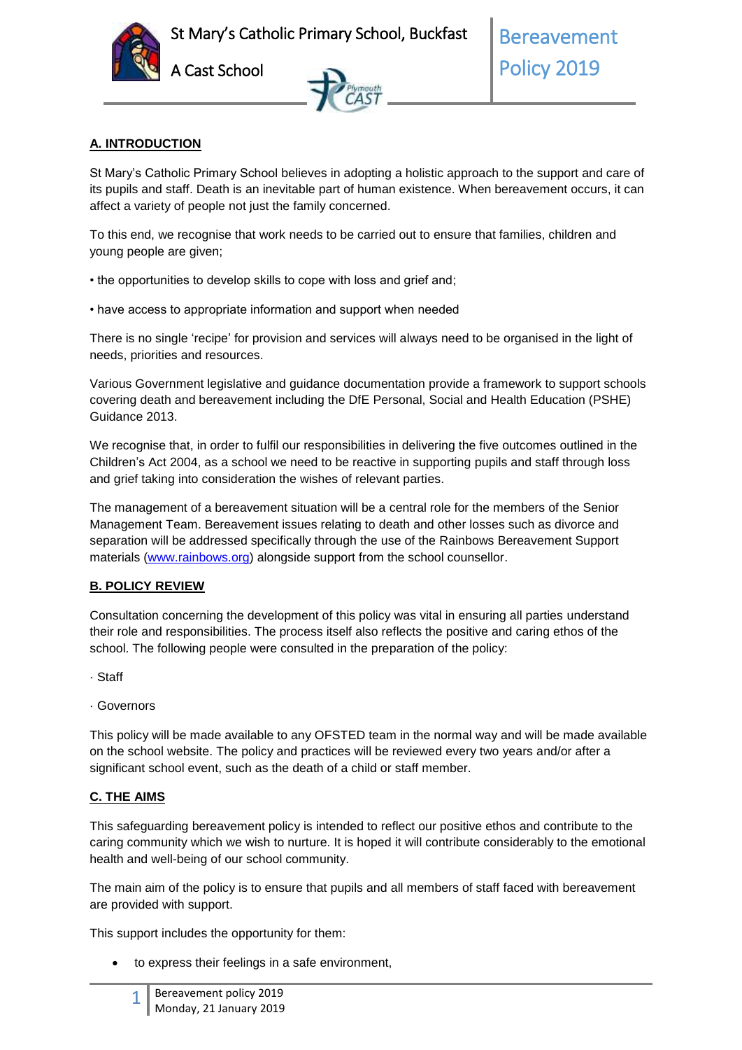St Mary's Catholic Primary School, Buckfast

A Cast School

# Bereavement Policy 2019

## A. INTRODUCTION

St Mary's Catholic Primary School believes in adopting a holistic approach to the support and care of its pupils and staff. Death is an inevitable part of human existence. When bereavement occurs, it can affect a variety of people not just the family concerned.

To this end, we recognise that work needs to be carried out to ensure that families, children and young people are given;

• the opportunities to develop skills to cope with loss and grief and;

• have access to appropriate information and support when needed

There is no single 'recipe' for provision and services will always need to be organised in the light of needs, priorities and resources.

Various Government legislative and guidance documentation provide a framework to support schools covering death and bereavement including the DfE Personal, Social and Health Education (PSHE) Guidance 2013.

We recognise that, in order to fulfil our responsibilities in delivering the five outcomes outlined in the Children's Act 2004, as a school we need to be reactive in supporting pupils and staff through loss and grief taking into consideration the wishes of relevant parties.

The management of a bereavement situation will be a central role for the members of the Senior Management Team. Bereavement issues relating to death and other losses such as divorce and separation will be addressed specifically through the use of the Rainbows Bereavement Support materials (www.rainbows.org) alongside support from the school counsellor.

## B. POLICY REVIEW

Consultation concerning the development of this policy was vital in ensuring all parties understand their role and responsibilities. The process itself also reflects the positive and caring ethos of the school. The following people were consulted in the preparation of the policy:

· Staff

· Governors

This policy will be made available to any OFSTED team in the normal way and will be made available on the school website. The policy and practices will be reviewed every two years and/or after a significant school event, such as the death of a child or staff member.

## C. THE AIMS

This safeguarding bereavement policy is intended to reflect our positive ethos and contribute to the caring community which we wish to nurture. It is hoped it will contribute considerably to the emotional health and well-being of our school community.

The main aim of the policy is to ensure that pupils and all members of staff faced with bereavement are provided with support.

This support includes the opportunity for them:

- to express their feelings in a safe environment,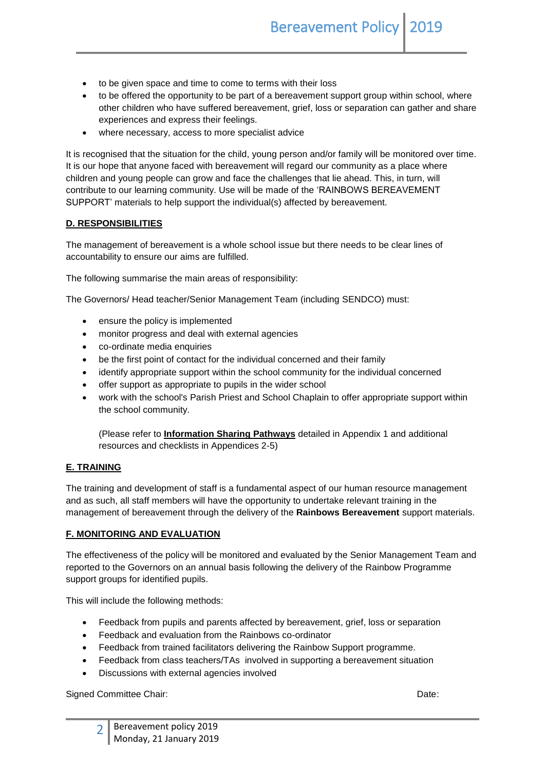- to be given space and time to come to terms with their loss
- to be offered the opportunity to be part of a bereavement support group within school, where other children who have suffered bereavement, grief, loss or separation can gather and share experiences and express their feelings.
- where necessary, access to more specialist advice

It is recognised that the situation for the child, young person and/or family will be monitored over time. It is our hope that anyone faced with bereavement will regard our community as a place where children and young people can grow and face the challenges that lie ahead. This, in turn, will contribute to our learning community. Use will be made of the 'RAINBOWS BEREAVEMENT SUPPORT' materials to help support the individual(s) affected by bereavement.

## D. RESPONSIBILITIES

The management of bereavement is a whole school issue but there needs to be clear lines of accountability to ensure our aims are fulfilled.

The following summarise the main areas of responsibility:

The Governors/ Head teacher/Senior Management Team (including SENDCO) must:

- ensure the policy is implemented
- monitor progress and deal with external agencies
- co-ordinate media enquiries
- be the first point of contact for the individual concerned and their family
- identify appropriate support within the school community for the individual concerned
- offer support as appropriate to pupils in the wider school
- work with the school's Parish Priest and School Chaplain to offer appropriate support within the school community.

  (Please refer to **Information Sharing Pathways** detailed in Appendix 1 and additional resources and checklists in Appendices 2-5)

## E. TRAINING

The training and development of staff is a fundamental aspect of our human resource management and as such, all staff members will have the opportunity to undertake relevant training in the management of bereavement through the delivery of the **Rainbows Bereavement** support materials.

## F. MONITORING AND EVALUATION

The effectiveness of the policy will be monitored and evaluated by the Senior Management Team and reported to the Governors on an annual basis following the delivery of the Rainbow Programme support groups for identified pupils.

This will include the following methods:

- Feedback from pupils and parents affected by bereavement, grief, loss or separation
- Feedback and evaluation from the Rainbows co-ordinator
- Feedback from trained facilitators delivering the Rainbow Support programme.
- Feedback from class teachers/TAs involved in supporting a bereavement situation
- Discussions with external agencies involved

Signed Committee Chair: Date: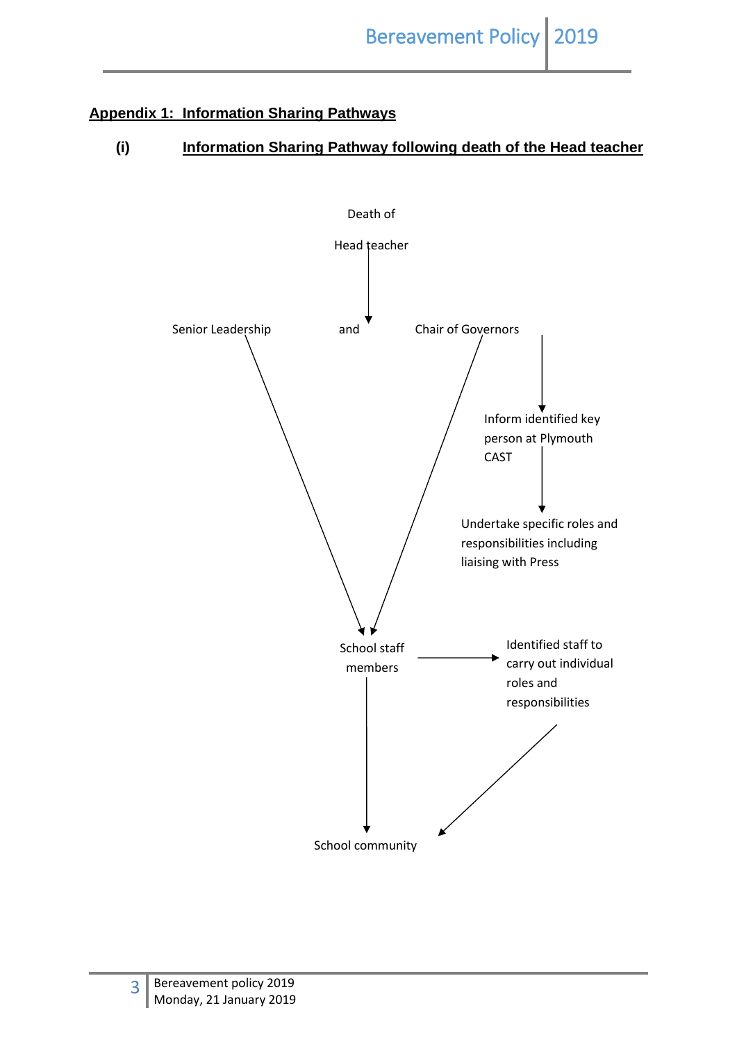## Appendix 1: Information Sharing Pathways

### (i) Information Sharing Pathway following death of the Head teacher

Death of

Head teacher

Senior Leadership and Chair of Governors

Inform identified key person at Plymouth CAST

Undertake specific roles and responsibilities including liaising with Press

School staff members

Identified staff to carry out individual roles and responsibilities

School community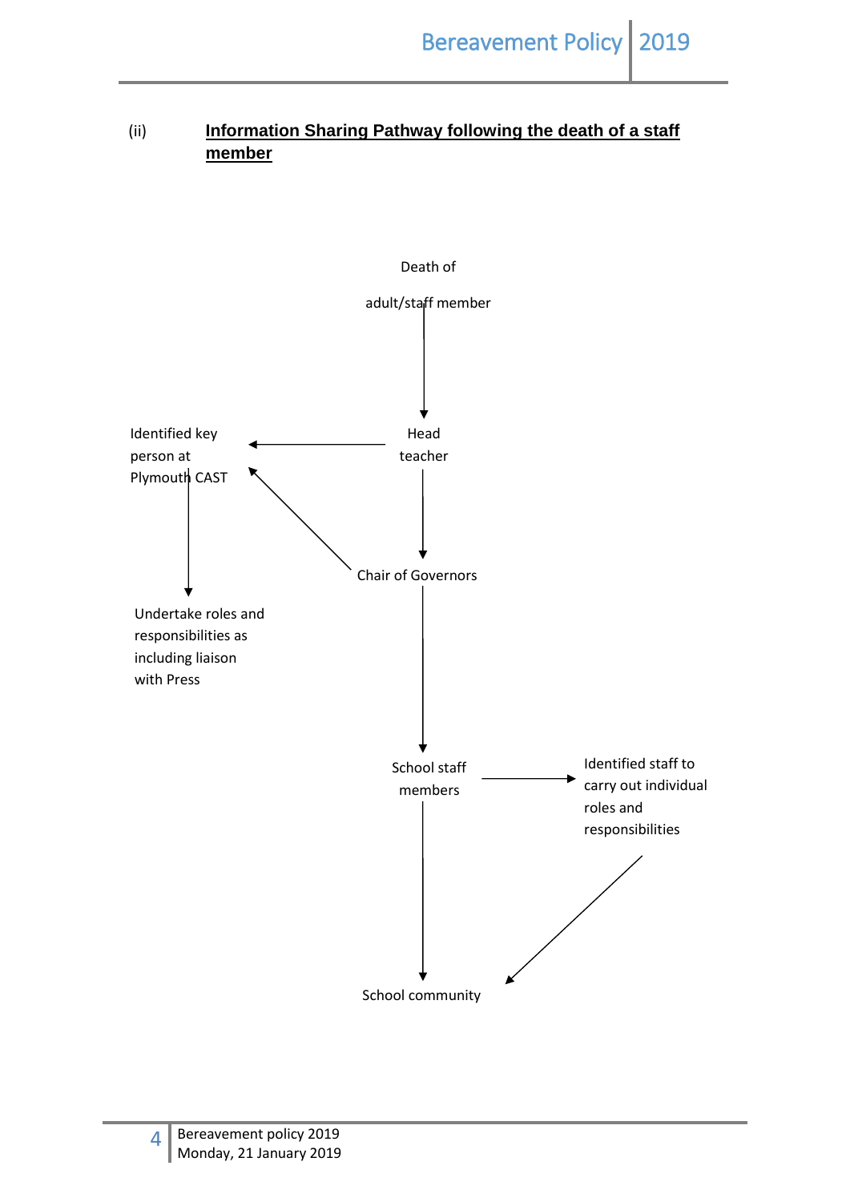(ii) **Information Sharing Pathway following the death of a staff member**

Death of

adult/staff member

Head teacher

Identified key person at Plymouth CAST

Chair of Governors

Undertake roles and responsibilities as including liaison with Press

School staff members

Identified staff to carry out individual roles and responsibilities

School community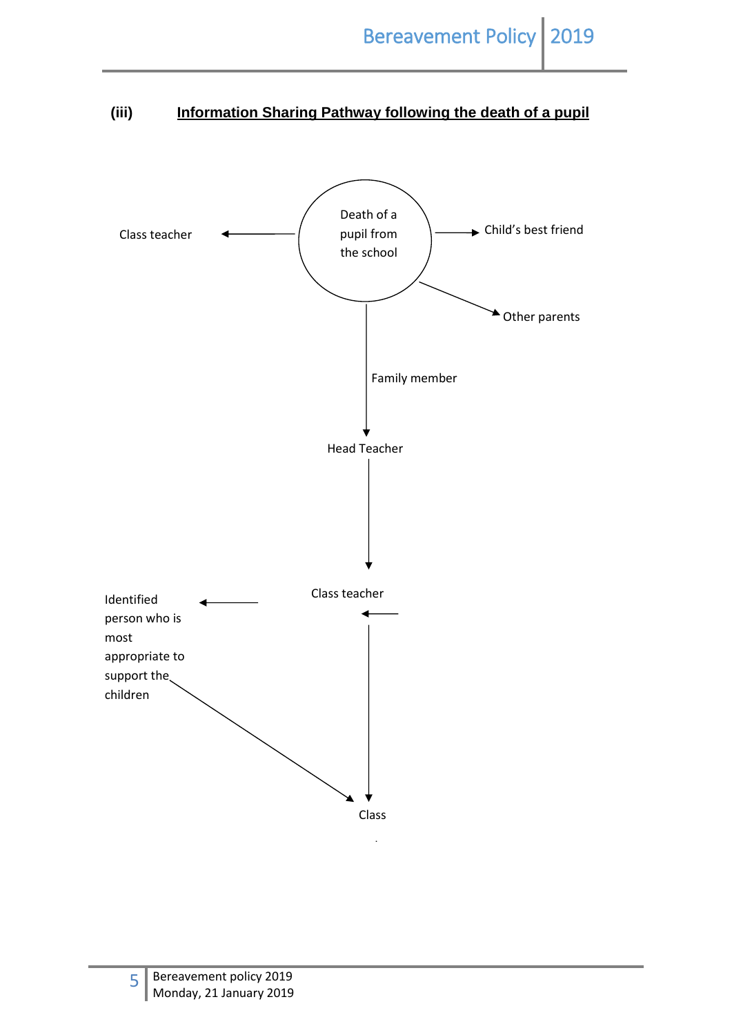## (iii) Information Sharing Pathway following the death of a pupil

Death of a pupil from the school

Class teacher

Child's best friend

Other parents

Family member

Head Teacher

Class teacher

Identified person who is most appropriate to support the children

Class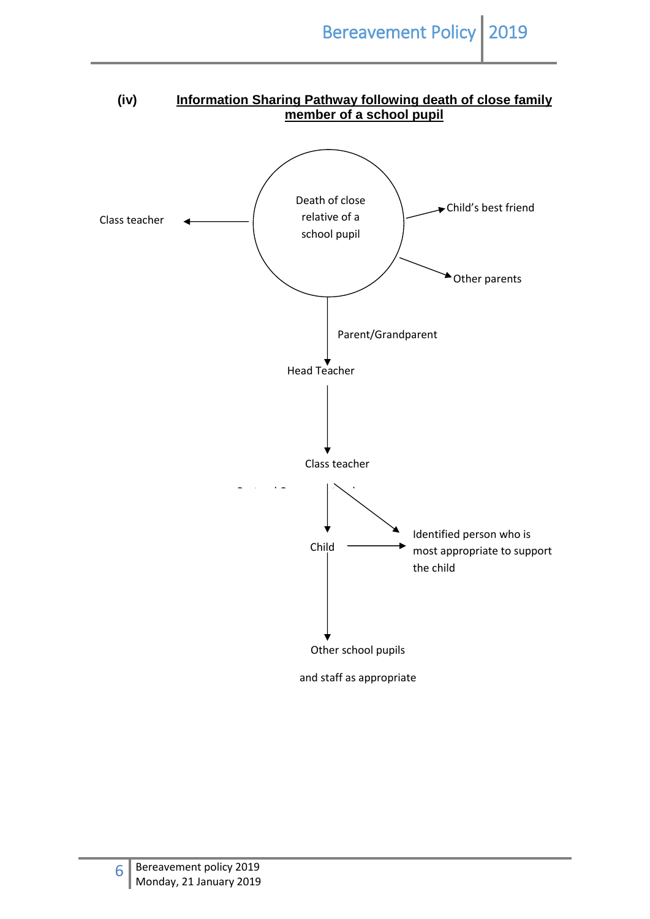## (iv) Information Sharing Pathway following death of close family member of a school pupil

Death of close relative of a school pupil

- → Class teacher
- → Child's best friend
- → Other parents
- ↓ Parent/Grandparent

Head Teacher

↓

Class teacher

- ↓ Child
- → Identified person who is most appropriate to support the child

Child → Identified person who is most appropriate to support the child

↓

Other school pupils

and staff as appropriate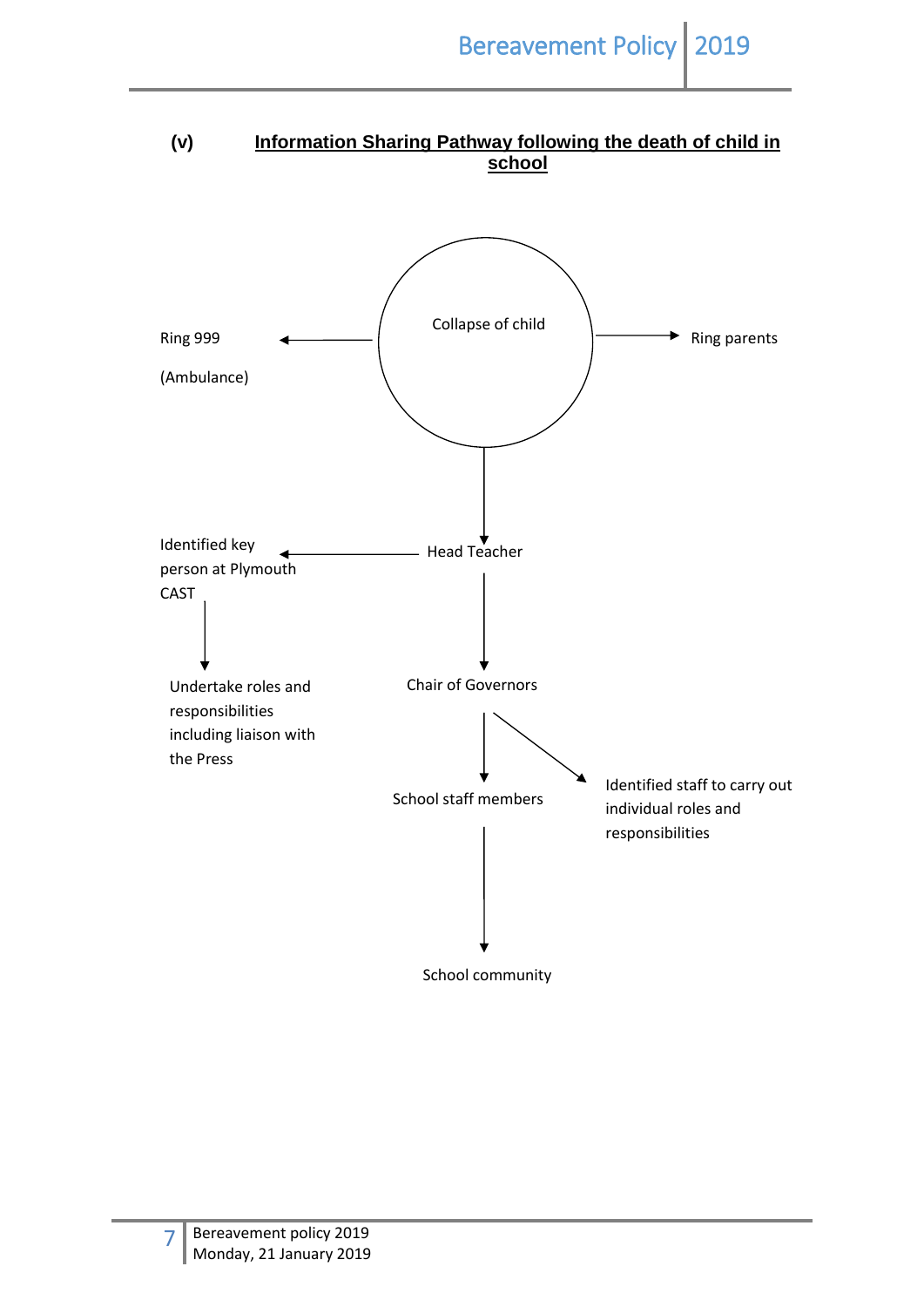**(v) Information Sharing Pathway following the death of child in school**

Collapse of child

Ring 999

(Ambulance)

Ring parents

Head Teacher

Identified key person at Plymouth CAST

Undertake roles and responsibilities including liaison with the Press

Chair of Governors

School staff members

Identified staff to carry out individual roles and responsibilities

School community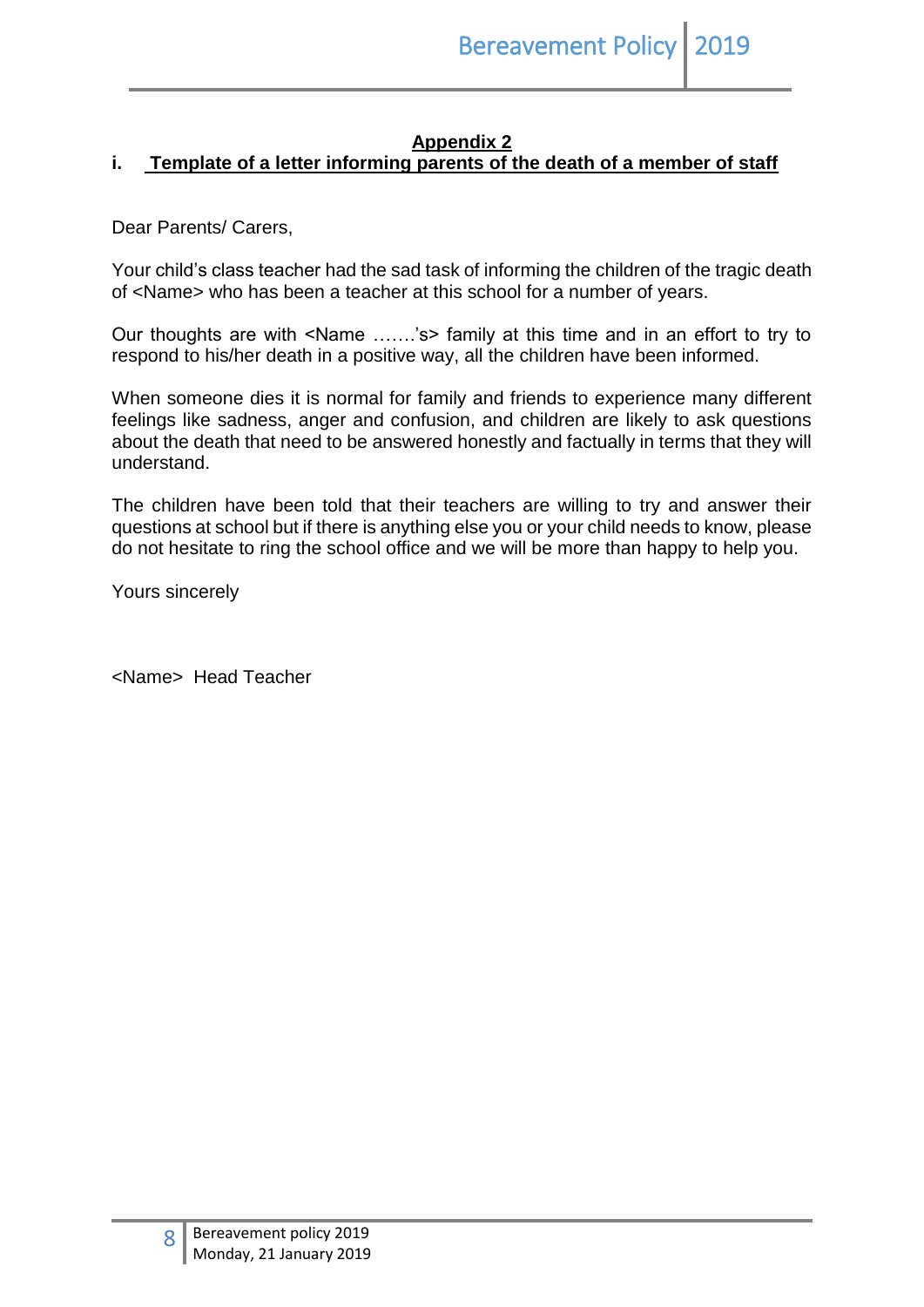## Appendix 2

### i. Template of a letter informing parents of the death of a member of staff

Dear Parents/ Carers,

Your child's class teacher had the sad task of informing the children of the tragic death of <Name> who has been a teacher at this school for a number of years.

Our thoughts are with <Name …….'s> family at this time and in an effort to try to respond to his/her death in a positive way, all the children have been informed.

When someone dies it is normal for family and friends to experience many different feelings like sadness, anger and confusion, and children are likely to ask questions about the death that need to be answered honestly and factually in terms that they will understand.

The children have been told that their teachers are willing to try and answer their questions at school but if there is anything else you or your child needs to know, please do not hesitate to ring the school office and we will be more than happy to help you.

Yours sincerely

<Name> Head Teacher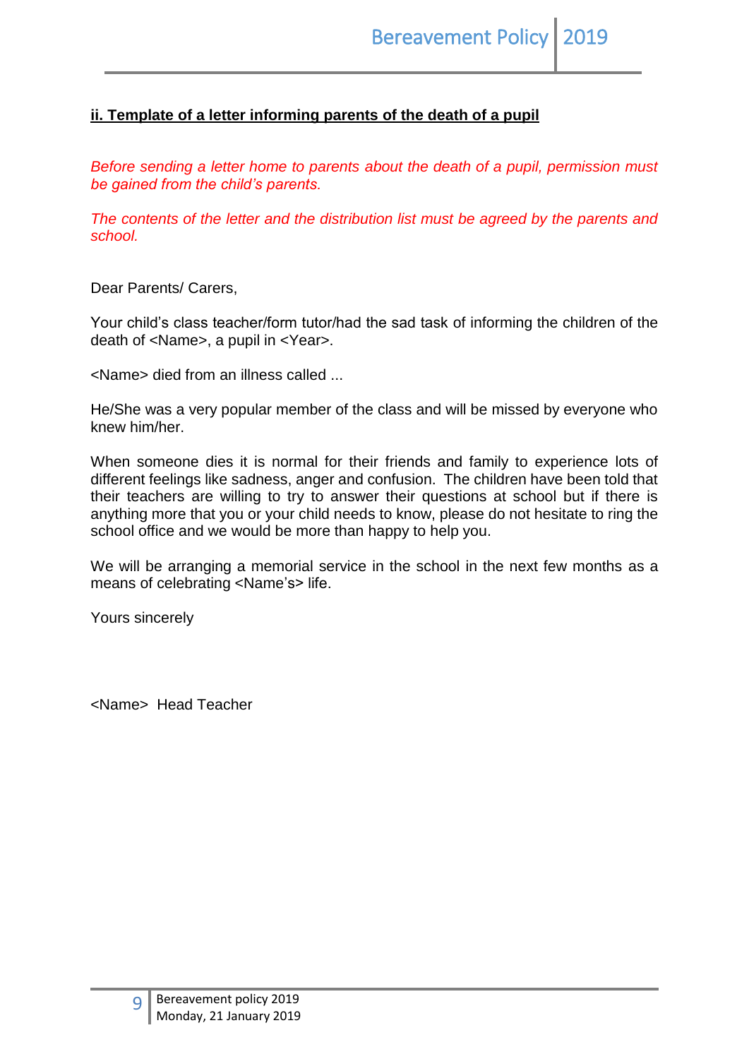## **ii. Template of a letter informing parents of the death of a pupil**

*Before sending a letter home to parents about the death of a pupil, permission must be gained from the child's parents.*

*The contents of the letter and the distribution list must be agreed by the parents and school.*

Dear Parents/ Carers,

Your child's class teacher/form tutor/had the sad task of informing the children of the death of <Name>, a pupil in <Year>.

<Name> died from an illness called ...

He/She was a very popular member of the class and will be missed by everyone who knew him/her.

When someone dies it is normal for their friends and family to experience lots of different feelings like sadness, anger and confusion. The children have been told that their teachers are willing to try to answer their questions at school but if there is anything more that you or your child needs to know, please do not hesitate to ring the school office and we would be more than happy to help you.

We will be arranging a memorial service in the school in the next few months as a means of celebrating <Name's> life.

Yours sincerely

<Name> Head Teacher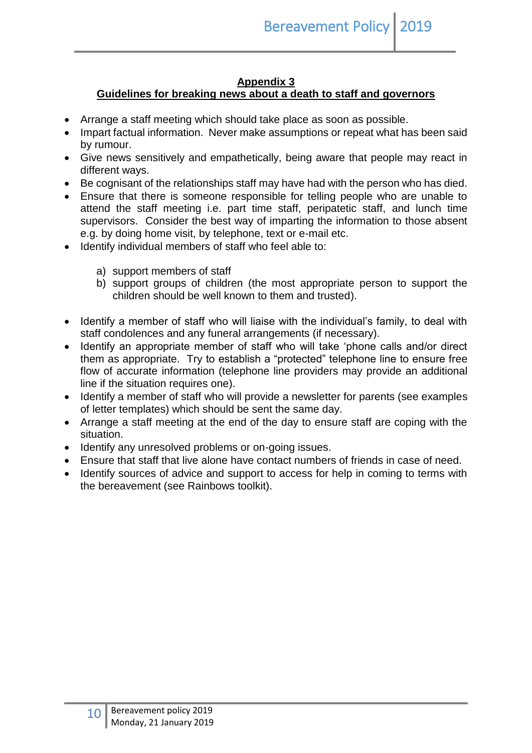## Appendix 3

## Guidelines for breaking news about a death to staff and governors

- Arrange a staff meeting which should take place as soon as possible.
- Impart factual information. Never make assumptions or repeat what has been said by rumour.
- Give news sensitively and empathetically, being aware that people may react in different ways.
- Be cognisant of the relationships staff may have had with the person who has died.
- Ensure that there is someone responsible for telling people who are unable to attend the staff meeting i.e. part time staff, peripatetic staff, and lunch time supervisors. Consider the best way of imparting the information to those absent e.g. by doing home visit, by telephone, text or e-mail etc.
- Identify individual members of staff who feel able to:

  a) support members of staff
  b) support groups of children (the most appropriate person to support the children should be well known to them and trusted).

- Identify a member of staff who will liaise with the individual's family, to deal with staff condolences and any funeral arrangements (if necessary).
- Identify an appropriate member of staff who will take 'phone calls and/or direct them as appropriate. Try to establish a "protected" telephone line to ensure free flow of accurate information (telephone line providers may provide an additional line if the situation requires one).
- Identify a member of staff who will provide a newsletter for parents (see examples of letter templates) which should be sent the same day.
- Arrange a staff meeting at the end of the day to ensure staff are coping with the situation.
- Identify any unresolved problems or on-going issues.
- Ensure that staff that live alone have contact numbers of friends in case of need.
- Identify sources of advice and support to access for help in coming to terms with the bereavement (see Rainbows toolkit).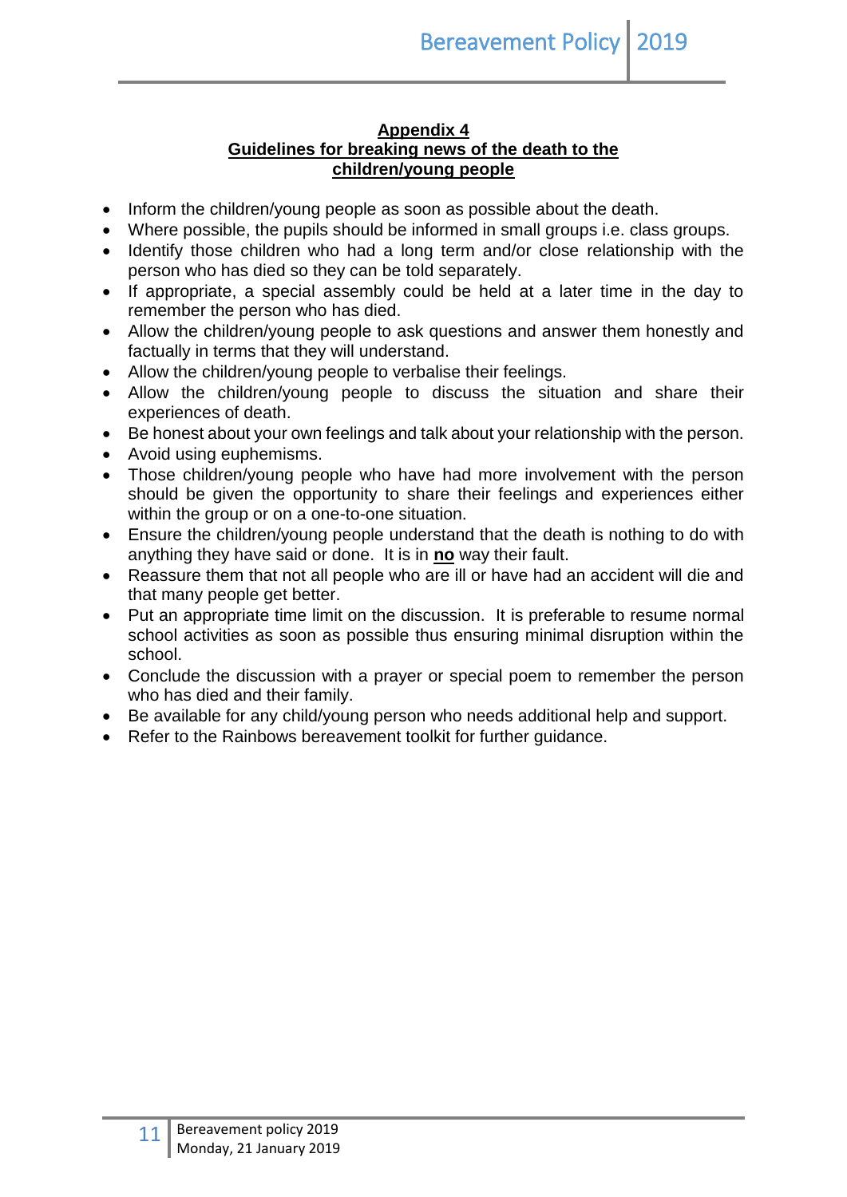## Appendix 4
## Guidelines for breaking news of the death to the children/young people

- Inform the children/young people as soon as possible about the death.
- Where possible, the pupils should be informed in small groups i.e. class groups.
- Identify those children who had a long term and/or close relationship with the person who has died so they can be told separately.
- If appropriate, a special assembly could be held at a later time in the day to remember the person who has died.
- Allow the children/young people to ask questions and answer them honestly and factually in terms that they will understand.
- Allow the children/young people to verbalise their feelings.
- Allow the children/young people to discuss the situation and share their experiences of death.
- Be honest about your own feelings and talk about your relationship with the person.
- Avoid using euphemisms.
- Those children/young people who have had more involvement with the person should be given the opportunity to share their feelings and experiences either within the group or on a one-to-one situation.
- Ensure the children/young people understand that the death is nothing to do with anything they have said or done. It is in **no** way their fault.
- Reassure them that not all people who are ill or have had an accident will die and that many people get better.
- Put an appropriate time limit on the discussion. It is preferable to resume normal school activities as soon as possible thus ensuring minimal disruption within the school.
- Conclude the discussion with a prayer or special poem to remember the person who has died and their family.
- Be available for any child/young person who needs additional help and support.
- Refer to the Rainbows bereavement toolkit for further guidance.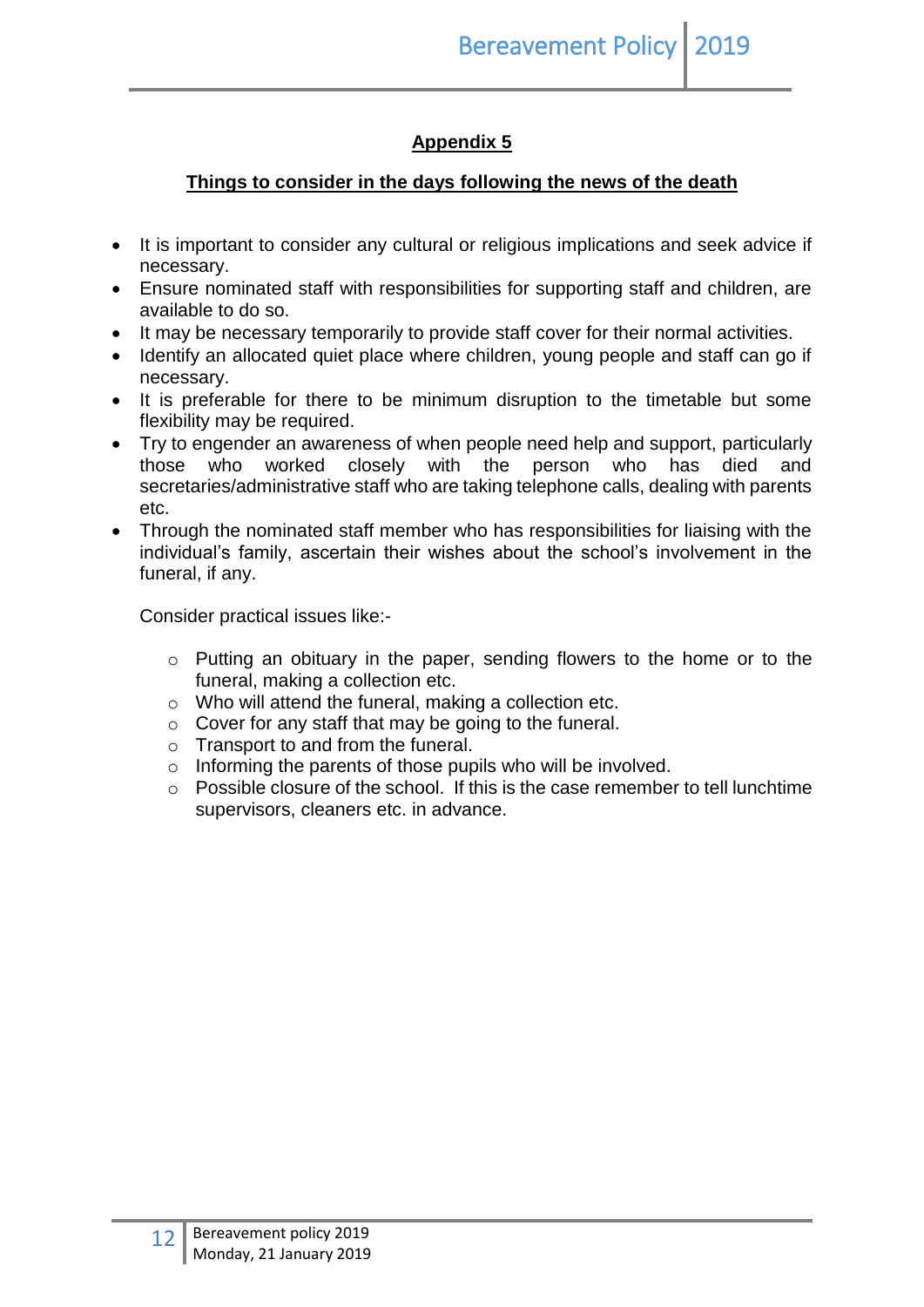## Appendix 5

### Things to consider in the days following the news of the death

- It is important to consider any cultural or religious implications and seek advice if necessary.
- Ensure nominated staff with responsibilities for supporting staff and children, are available to do so.
- It may be necessary temporarily to provide staff cover for their normal activities.
- Identify an allocated quiet place where children, young people and staff can go if necessary.
- It is preferable for there to be minimum disruption to the timetable but some flexibility may be required.
- Try to engender an awareness of when people need help and support, particularly those who worked closely with the person who has died and secretaries/administrative staff who are taking telephone calls, dealing with parents etc.
- Through the nominated staff member who has responsibilities for liaising with the individual's family, ascertain their wishes about the school's involvement in the funeral, if any.

  Consider practical issues like:-

  - Putting an obituary in the paper, sending flowers to the home or to the funeral, making a collection etc.
  - Who will attend the funeral, making a collection etc.
  - Cover for any staff that may be going to the funeral.
  - Transport to and from the funeral.
  - Informing the parents of those pupils who will be involved.
  - Possible closure of the school. If this is the case remember to tell lunchtime supervisors, cleaners etc. in advance.